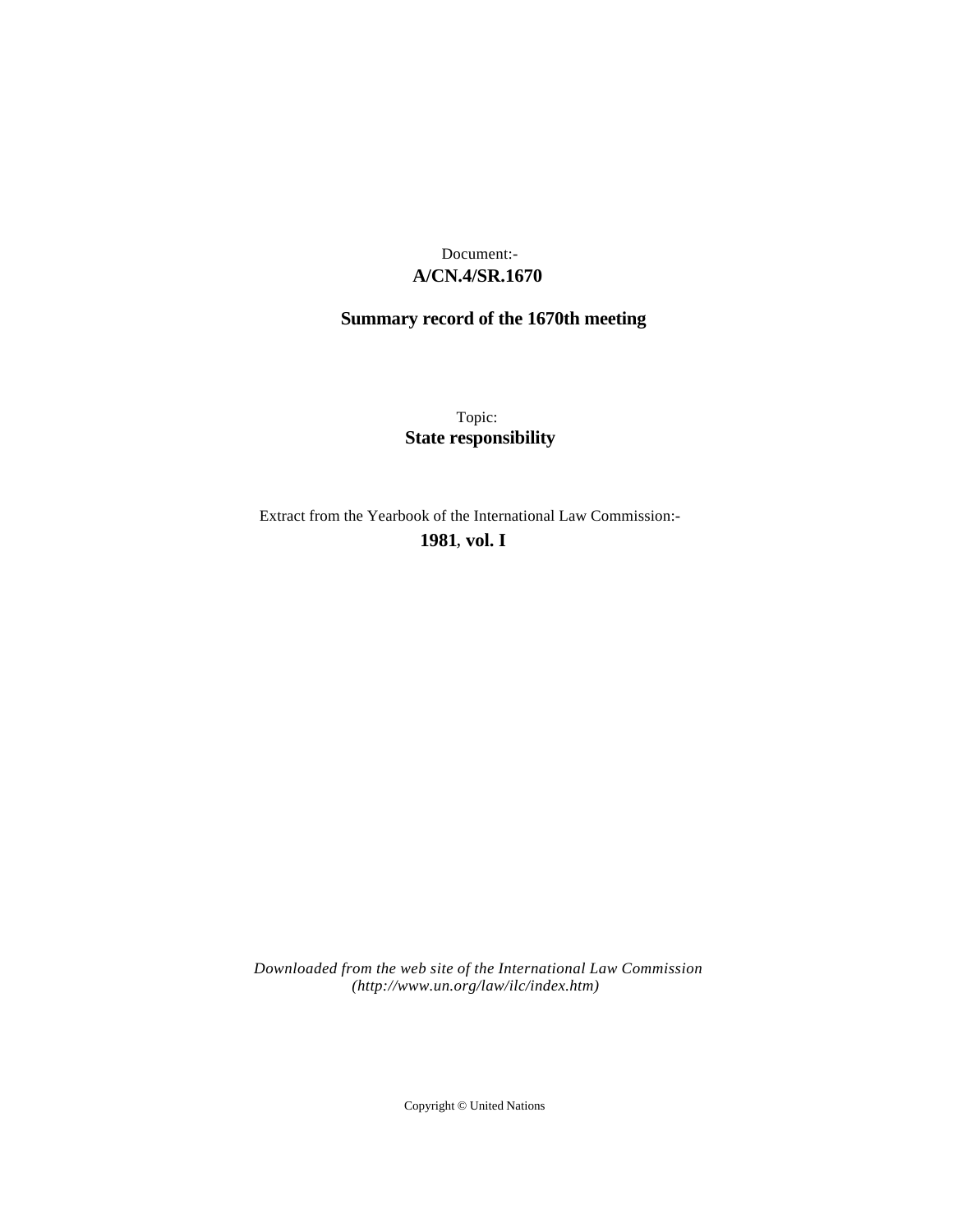Document:-

**A/CN.4/SR.1670**

**Summary record of the 1670th meeting**

Topic:

**State responsibility**

Extract from the Yearbook of the International Law Commission:-

**1981, vol. I**

*Downloaded from the web site of the International Law Commission (http://www.un.org/law/ilc/index.htm)*

Copyright © United Nations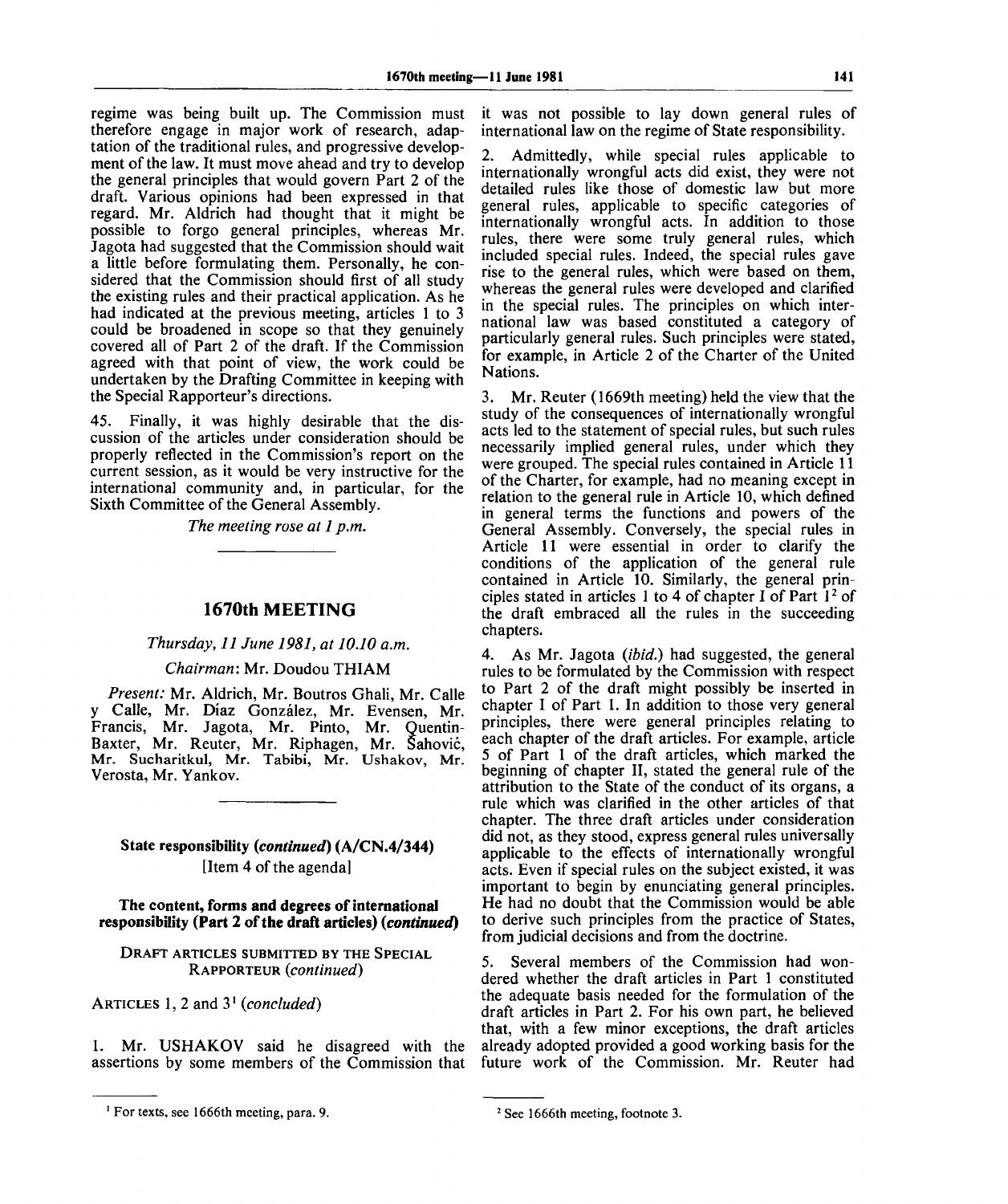regime was being built up. The Commission must therefore engage in major work of research, adaptation of the traditional rules, and progressive development of the law. It must move ahead and try to develop the general principles that would govern Part 2 of the draft. Various opinions had been expressed in that regard. Mr. Aldrich had thought that it might be possible to forgo general principles, whereas Mr. Jagota had suggested that the Commission should wait a little before formulating them. Personally, he considered that the Commission should first of all study the existing rules and their practical application. As he had indicated at the previous meeting, articles 1 to 3 could be broadened in scope so that they genuinely covered all of Part 2 of the draft. If the Commission agreed with that point of view, the work could be undertaken by the Drafting Committee in keeping with the Special Rapporteur's directions.

45. Finally, it was highly desirable that the discussion of the articles under consideration should be properly reflected in the Commission's report on the current session, as it would be very instructive for the international community and, in particular, for the Sixth Committee of the General Assembly.

*The meeting rose at 1 p.m.*

## 1670th MEETING

*Thursday, 11 June 1981, at 10.10 a.m.*

*Chairman:* Mr. Doudou THIAM

*Present:* Mr. Aldrich, Mr. Boutros Ghali, Mr. Calle y Calle, Mr. Díaz González, Mr. Evensen, Mr. Francis, Mr. Jagota, Mr. Pinto, Mr. Quentin-Baxter, Mr. Reuter, Mr. Riphagen, Mr. Šahović, Mr. Sucharitkul, Mr. Tabibi, Mr. Ushakov, Mr. Verosta, Mr. Yankov.

### State responsibility (*continued*) (A/CN.4/344)
[Item 4 of the agenda]

### The content, forms and degrees of international responsibility (Part 2 of the draft articles) (*continued*)

DRAFT ARTICLES SUBMITTED BY THE SPECIAL RAPPORTEUR (*continued*)

ARTICLES 1, 2 and 3[1] (*concluded*)

1. Mr. USHAKOV said he disagreed with the assertions by some members of the Commission that it was not possible to lay down general rules of international law on the regime of State responsibility.

2. Admittedly, while special rules applicable to internationally wrongful acts did exist, they were not detailed rules like those of domestic law but more general rules, applicable to specific categories of internationally wrongful acts. In addition to those rules, there were some truly general rules, which included special rules. Indeed, the special rules gave rise to the general rules, which were based on them, whereas the general rules were developed and clarified in the special rules. The principles on which international law was based constituted a category of particularly general rules. Such principles were stated, for example, in Article 2 of the Charter of the United Nations.

3. Mr. Reuter (1669th meeting) held the view that the study of the consequences of internationally wrongful acts led to the statement of special rules, but such rules necessarily implied general rules, under which they were grouped. The special rules contained in Article 11 of the Charter, for example, had no meaning except in relation to the general rule in Article 10, which defined in general terms the functions and powers of the General Assembly. Conversely, the special rules in Article 11 were essential in order to clarify the conditions of the application of the general rule contained in Article 10. Similarly, the general principles stated in articles 1 to 4 of chapter I of Part 1[2] of the draft embraced all the rules in the succeeding chapters.

4. As Mr. Jagota (*ibid.*) had suggested, the general rules to be formulated by the Commission with respect to Part 2 of the draft might possibly be inserted in chapter I of Part 1. In addition to those very general principles, there were general principles relating to each chapter of the draft articles. For example, article 5 of Part 1 of the draft articles, which marked the beginning of chapter II, stated the general rule of the attribution to the State of the conduct of its organs, a rule which was clarified in the other articles of that chapter. The three draft articles under consideration did not, as they stood, express general rules universally applicable to the effects of internationally wrongful acts. Even if special rules on the subject existed, it was important to begin by enunciating general principles. He had no doubt that the Commission would be able to derive such principles from the practice of States, from judicial decisions and from the doctrine.

5. Several members of the Commission had wondered whether the draft articles in Part 1 constituted the adequate basis needed for the formulation of the draft articles in Part 2. For his own part, he believed that, with a few minor exceptions, the draft articles already adopted provided a good working basis for the future work of the Commission. Mr. Reuter had

[1] For texts, see 1666th meeting, para. 9.

[2] See 1666th meeting, footnote 3.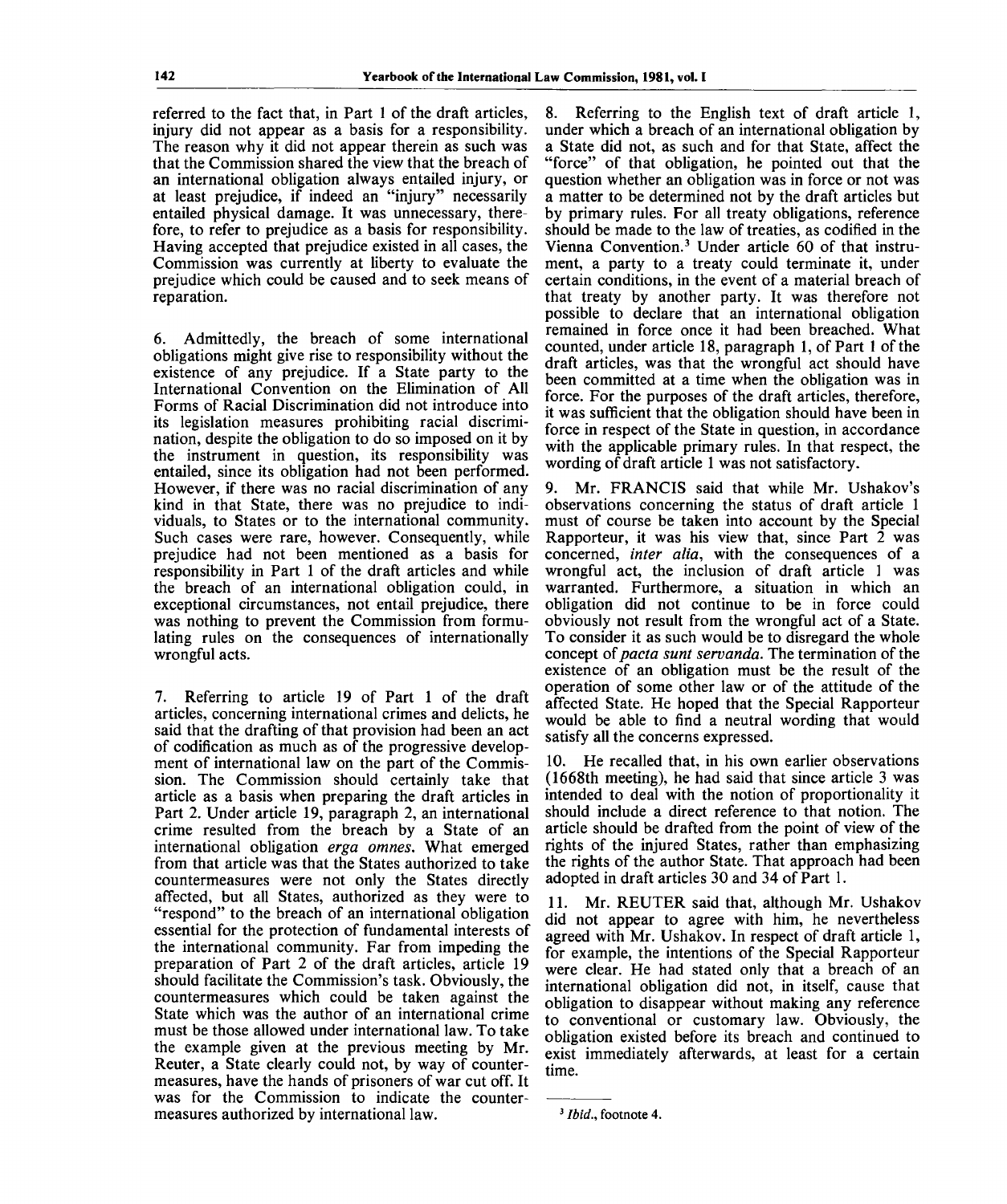referred to the fact that, in Part 1 of the draft articles, injury did not appear as a basis for a responsibility. The reason why it did not appear therein as such was that the Commission shared the view that the breach of an international obligation always entailed injury, or at least prejudice, if indeed an "injury" necessarily entailed physical damage. It was unnecessary, therefore, to refer to prejudice as a basis for responsibility. Having accepted that prejudice existed in all cases, the Commission was currently at liberty to evaluate the prejudice which could be caused and to seek means of reparation.

6. Admittedly, the breach of some international obligations might give rise to responsibility without the existence of any prejudice. If a State party to the International Convention on the Elimination of All Forms of Racial Discrimination did not introduce into its legislation measures prohibiting racial discrimination, despite the obligation to do so imposed on it by the instrument in question, its responsibility was entailed, since its obligation had not been performed. However, if there was no racial discrimination of any kind in that State, there was no prejudice to individuals, to States or to the international community. Such cases were rare, however. Consequently, while prejudice had not been mentioned as a basis for responsibility in Part 1 of the draft articles and while the breach of an international obligation could, in exceptional circumstances, not entail prejudice, there was nothing to prevent the Commission from formulating rules on the consequences of internationally wrongful acts.

7. Referring to article 19 of Part 1 of the draft articles, concerning international crimes and delicts, he said that the drafting of that provision had been an act of codification as much as of the progressive development of international law on the part of the Commission. The Commission should certainly take that article as a basis when preparing the draft articles in Part 2. Under article 19, paragraph 2, an international crime resulted from the breach by a State of an international obligation *erga omnes*. What emerged from that article was that the States authorized to take countermeasures were not only the States directly affected, but all States, authorized as they were to "respond" to the breach of an international obligation essential for the protection of fundamental interests of the international community. Far from impeding the preparation of Part 2 of the draft articles, article 19 should facilitate the Commission's task. Obviously, the countermeasures which could be taken against the State which was the author of an international crime must be those allowed under international law. To take the example given at the previous meeting by Mr. Reuter, a State clearly could not, by way of countermeasures, have the hands of prisoners of war cut off. It was for the Commission to indicate the countermeasures authorized by international law.

8. Referring to the English text of draft article 1, under which a breach of an international obligation by a State did not, as such and for that State, affect the "force" of that obligation, he pointed out that the question whether an obligation was in force or not was a matter to be determined not by the draft articles but by primary rules. For all treaty obligations, reference should be made to the law of treaties, as codified in the Vienna Convention.[3] Under article 60 of that instrument, a party to a treaty could terminate it, under certain conditions, in the event of a material breach of that treaty by another party. It was therefore not possible to declare that an international obligation remained in force once it had been breached. What counted, under article 18, paragraph 1, of Part 1 of the draft articles, was that the wrongful act should have been committed at a time when the obligation was in force. For the purposes of the draft articles, therefore, it was sufficient that the obligation should have been in force in respect of the State in question, in accordance with the applicable primary rules. In that respect, the wording of draft article 1 was not satisfactory.

9. Mr. FRANCIS said that while Mr. Ushakov's observations concerning the status of draft article 1 must of course be taken into account by the Special Rapporteur, it was his view that, since Part 2 was concerned, *inter alia*, with the consequences of a wrongful act, the inclusion of draft article 1 was warranted. Furthermore, a situation in which an obligation did not continue to be in force could obviously not result from the wrongful act of a State. To consider it as such would be to disregard the whole concept of *pacta sunt servanda*. The termination of the existence of an obligation must be the result of the operation of some other law or of the attitude of the affected State. He hoped that the Special Rapporteur would be able to find a neutral wording that would satisfy all the concerns expressed.

10. He recalled that, in his own earlier observations (1668th meeting), he had said that since article 3 was intended to deal with the notion of proportionality it should include a direct reference to that notion. The article should be drafted from the point of view of the rights of the injured States, rather than emphasizing the rights of the author State. That approach had been adopted in draft articles 30 and 34 of Part 1.

11. Mr. REUTER said that, although Mr. Ushakov did not appear to agree with him, he nevertheless agreed with Mr. Ushakov. In respect of draft article 1, for example, the intentions of the Special Rapporteur were clear. He had stated only that a breach of an international obligation did not, in itself, cause that obligation to disappear without making any reference to conventional or customary law. Obviously, the obligation existed before its breach and continued to exist immediately afterwards, at least for a certain time.

---

[3] *Ibid.*, footnote 4.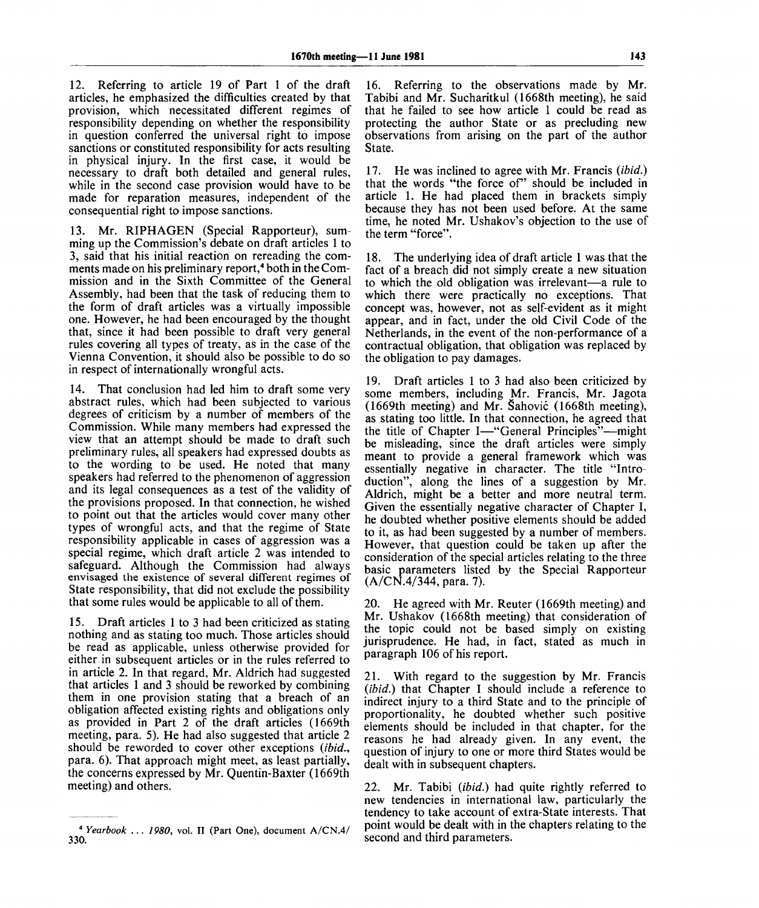12. Referring to article 19 of Part 1 of the draft articles, he emphasized the difficulties created by that provision, which necessitated different regimes of responsibility depending on whether the responsibility in question conferred the universal right to impose sanctions or constituted responsibility for acts resulting in physical injury. In the first case, it would be necessary to draft both detailed and general rules, while in the second case provision would have to be made for reparation measures, independent of the consequential right to impose sanctions.

13. Mr. RIPHAGEN (Special Rapporteur), summing up the Commission's debate on draft articles 1 to 3, said that his initial reaction on rereading the comments made on his preliminary report,[4] both in the Commission and in the Sixth Committee of the General Assembly, had been that the task of reducing them to the form of draft articles was a virtually impossible one. However, he had been encouraged by the thought that, since it had been possible to draft very general rules covering all types of treaty, as in the case of the Vienna Convention, it should also be possible to do so in respect of internationally wrongful acts.

14. That conclusion had led him to draft some very abstract rules, which had been subjected to various degrees of criticism by a number of members of the Commission. While many members had expressed the view that an attempt should be made to draft such preliminary rules, all speakers had expressed doubts as to the wording to be used. He noted that many speakers had referred to the phenomenon of aggression and its legal consequences as a test of the validity of the provisions proposed. In that connection, he wished to point out that the articles would cover many other types of wrongful acts, and that the regime of State responsibility applicable in cases of aggression was a special regime, which draft article 2 was intended to safeguard. Although the Commission had always envisaged the existence of several different regimes of State responsibility, that did not exclude the possibility that some rules would be applicable to all of them.

15. Draft articles 1 to 3 had been criticized as stating nothing and as stating too much. Those articles should be read as applicable, unless otherwise provided for either in subsequent articles or in the rules referred to in article 2. In that regard, Mr. Aldrich had suggested that articles 1 and 3 should be reworked by combining them in one provision stating that a breach of an obligation affected existing rights and obligations only as provided in Part 2 of the draft articles (1669th meeting, para. 5). He had also suggested that article 2 should be reworded to cover other exceptions (*ibid.*, para. 6). That approach might meet, as least partially, the concerns expressed by Mr. Quentin-Baxter (1669th meeting) and others.

16. Referring to the observations made by Mr. Tabibi and Mr. Sucharitkul (1668th meeting), he said that he failed to see how article 1 could be read as protecting the author State or as precluding new observations from arising on the part of the author State.

17. He was inclined to agree with Mr. Francis (*ibid.*) that the words "the force of" should be included in article 1. He had placed them in brackets simply because they has not been used before. At the same time, he noted Mr. Ushakov's objection to the use of the term "force".

18. The underlying idea of draft article 1 was that the fact of a breach did not simply create a new situation to which the old obligation was irrelevant—a rule to which there were practically no exceptions. That concept was, however, not as self-evident as it might appear, and in fact, under the old Civil Code of the Netherlands, in the event of the non-performance of a contractual obligation, that obligation was replaced by the obligation to pay damages.

19. Draft articles 1 to 3 had also been criticized by some members, including Mr. Francis, Mr. Jagota (1669th meeting) and Mr. Šahović (1668th meeting), as stating too little. In that connection, he agreed that the title of Chapter I—"General Principles"—might be misleading, since the draft articles were simply meant to provide a general framework which was essentially negative in character. The title "Introduction", along the lines of a suggestion by Mr. Aldrich, might be a better and more neutral term. Given the essentially negative character of Chapter I, he doubted whether positive elements should be added to it, as had been suggested by a number of members. However, that question could be taken up after the consideration of the special articles relating to the three basic parameters listed by the Special Rapporteur (A/CN.4/344, para. 7).

20. He agreed with Mr. Reuter (1669th meeting) and Mr. Ushakov (1668th meeting) that consideration of the topic could not be based simply on existing jurisprudence. He had, in fact, stated as much in paragraph 106 of his report.

21. With regard to the suggestion by Mr. Francis (*ibid.*) that Chapter I should include a reference to indirect injury to a third State and to the principle of proportionality, he doubted whether such positive elements should be included in that chapter, for the reasons he had already given. In any event, the question of injury to one or more third States would be dealt with in subsequent chapters.

22. Mr. Tabibi (*ibid.*) had quite rightly referred to new tendencies in international law, particularly the tendency to take account of extra-State interests. That point would be dealt with in the chapters relating to the second and third parameters.

---

[4] *Yearbook ... 1980*, vol. II (Part One), document A/CN.4/330.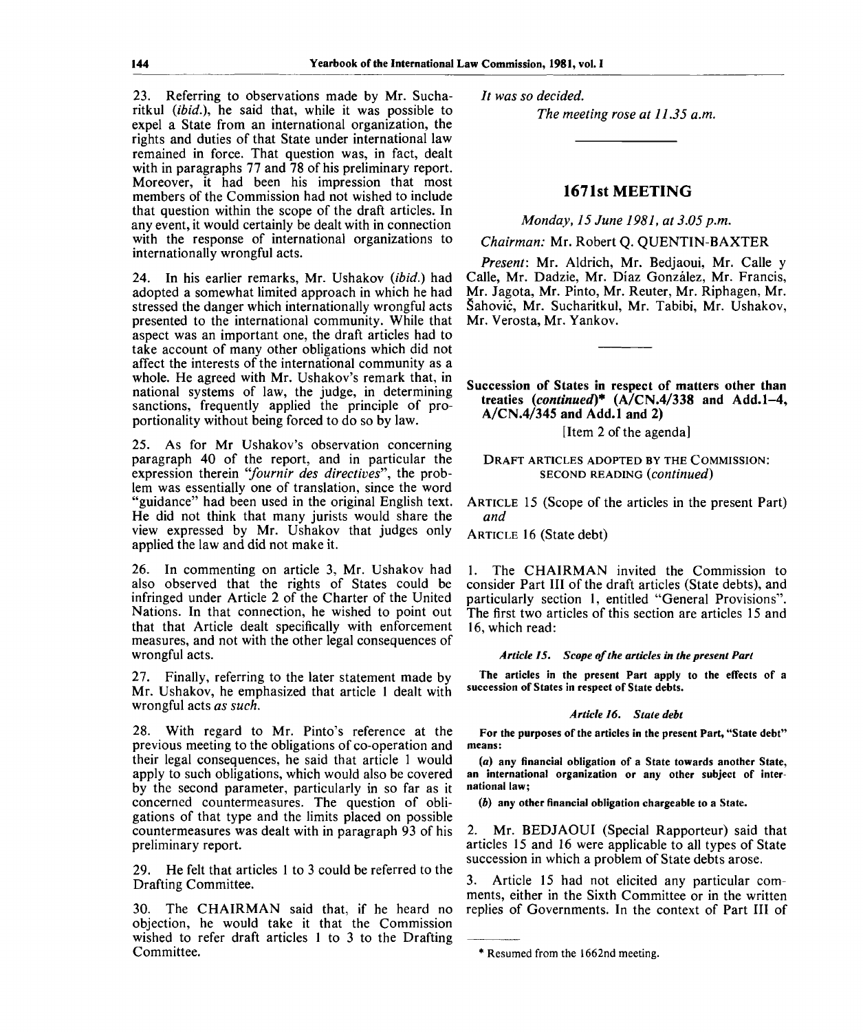23. Referring to observations made by Mr. Sucharitkul (*ibid.*), he said that, while it was possible to expel a State from an international organization, the rights and duties of that State under international law remained in force. That question was, in fact, dealt with in paragraphs 77 and 78 of his preliminary report. Moreover, it had been his impression that most members of the Commission had not wished to include that question within the scope of the draft articles. In any event, it would certainly be dealt with in connection with the response of international organizations to internationally wrongful acts.

24. In his earlier remarks, Mr. Ushakov (*ibid.*) had adopted a somewhat limited approach in which he had stressed the danger which internationally wrongful acts presented to the international community. While that aspect was an important one, the draft articles had to take account of many other obligations which did not affect the interests of the international community as a whole. He agreed with Mr. Ushakov's remark that, in national systems of law, the judge, in determining sanctions, frequently applied the principle of proportionality without being forced to do so by law.

25. As for Mr Ushakov's observation concerning paragraph 40 of the report, and in particular the expression therein "*fournir des directives*", the problem was essentially one of translation, since the word "guidance" had been used in the original English text. He did not think that many jurists would share the view expressed by Mr. Ushakov that judges only applied the law and did not make it.

26. In commenting on article 3, Mr. Ushakov had also observed that the rights of States could be infringed under Article 2 of the Charter of the United Nations. In that connection, he wished to point out that that Article dealt specifically with enforcement measures, and not with the other legal consequences of wrongful acts.

27. Finally, referring to the later statement made by Mr. Ushakov, he emphasized that article 1 dealt with wrongful acts *as such*.

28. With regard to Mr. Pinto's reference at the previous meeting to the obligations of co-operation and their legal consequences, he said that article 1 would apply to such obligations, which would also be covered by the second parameter, particularly in so far as it concerned countermeasures. The question of obligations of that type and the limits placed on possible countermeasures was dealt with in paragraph 93 of his preliminary report.

29. He felt that articles 1 to 3 could be referred to the Drafting Committee.

30. The CHAIRMAN said that, if he heard no objection, he would take it that the Commission wished to refer draft articles 1 to 3 to the Drafting Committee.

*It was so decided.*

*The meeting rose at 11.35 a.m.*

## 1671st MEETING

*Monday, 15 June 1981, at 3.05 p.m.*

*Chairman:* Mr. Robert Q. QUENTIN-BAXTER

*Present:* Mr. Aldrich, Mr. Bedjaoui, Mr. Calle y Calle, Mr. Dadzie, Mr. Díaz González, Mr. Francis, Mr. Jagota, Mr. Pinto, Mr. Reuter, Mr. Riphagen, Mr. Šahović, Mr. Sucharitkul, Mr. Tabibi, Mr. Ushakov, Mr. Verosta, Mr. Yankov.

### Succession of States in respect of matters other than treaties (*continued*)* (A/CN.4/338 and Add.1–4, A/CN.4/345 and Add.1 and 2)

[Item 2 of the agenda]

DRAFT ARTICLES ADOPTED BY THE COMMISSION: SECOND READING (*continued*)

ARTICLE 15 (Scope of the articles in the present Part) *and*

ARTICLE 16 (State debt)

1. The CHAIRMAN invited the Commission to consider Part III of the draft articles (State debts), and particularly section 1, entitled "General Provisions". The first two articles of this section are articles 15 and 16, which read:

*Article 15. Scope of the articles in the present Part*

**The articles in the present Part apply to the effects of a succession of States in respect of State debts.**

*Article 16. State debt*

**For the purposes of the articles in the present Part, "State debt" means:**

**(*a*) any financial obligation of a State towards another State, an international organization or any other subject of international law;**

**(*b*) any other financial obligation chargeable to a State.**

2. Mr. BEDJAOUI (Special Rapporteur) said that articles 15 and 16 were applicable to all types of State succession in which a problem of State debts arose.

3. Article 15 had not elicited any particular comments, either in the Sixth Committee or in the written replies of Governments. In the context of Part III of

* Resumed from the 1662nd meeting.